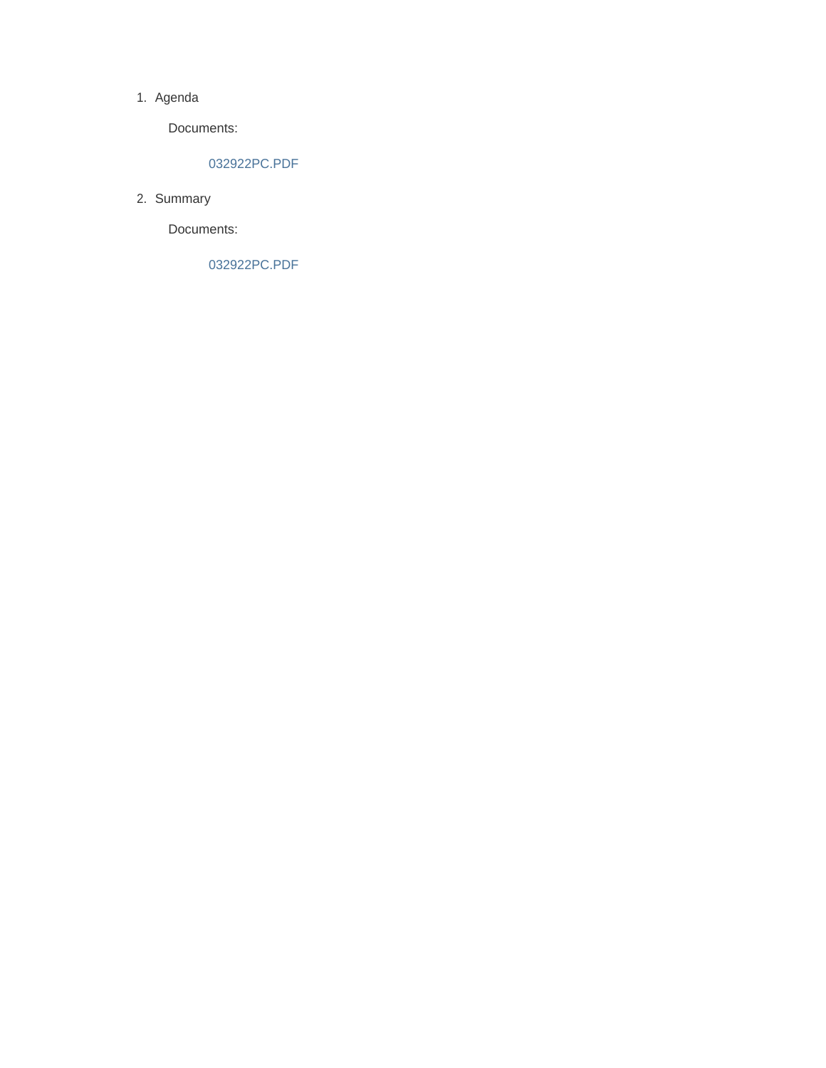1. Agenda

   Documents:

   032922PC.PDF

2. Summary

   Documents:

   032922PC.PDF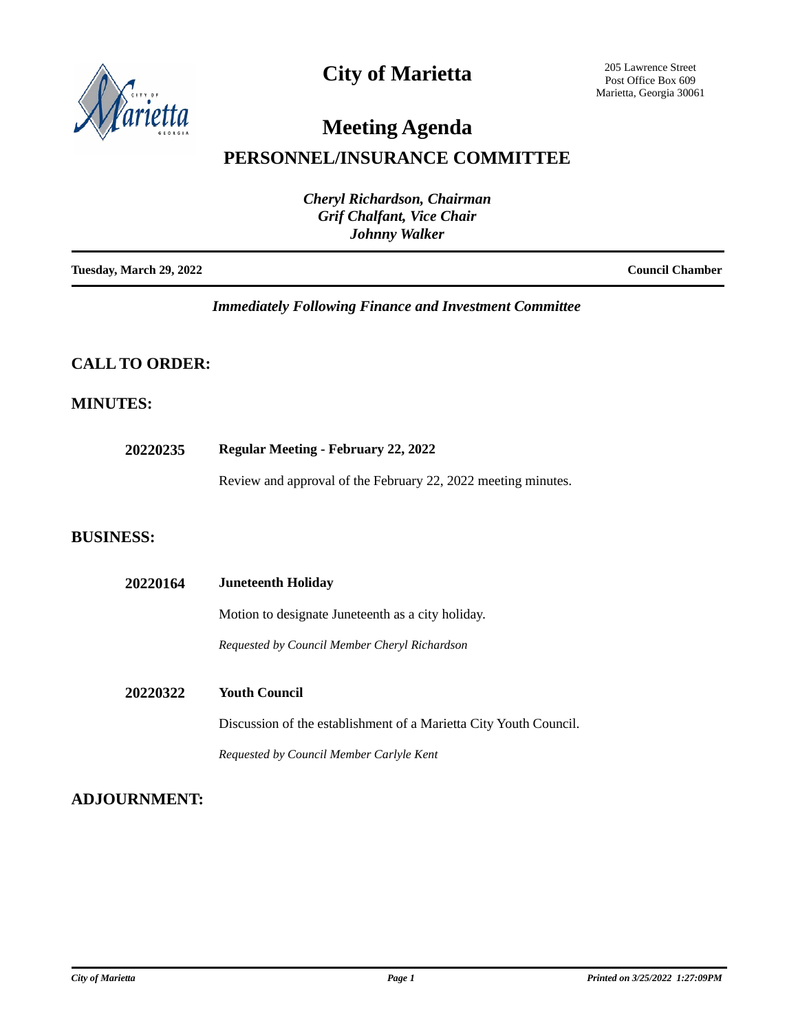# City of Marietta

205 Lawrence Street
Post Office Box 609
Marietta, Georgia 30061

# Meeting Agenda

## PERSONNEL/INSURANCE COMMITTEE

*Cheryl Richardson, Chairman*
*Grif Chalfant, Vice Chair*
*Johnny Walker*

**Tuesday, March 29, 2022** **Council Chamber**

*Immediately Following Finance and Investment Committee*

## CALL TO ORDER:

## MINUTES:

**20220235** **Regular Meeting - February 22, 2022**

Review and approval of the February 22, 2022 meeting minutes.

## BUSINESS:

**20220164** **Juneteenth Holiday**

Motion to designate Juneteenth as a city holiday.

*Requested by Council Member Cheryl Richardson*

**20220322** **Youth Council**

Discussion of the establishment of a Marietta City Youth Council.

*Requested by Council Member Carlyle Kent*

## ADJOURNMENT: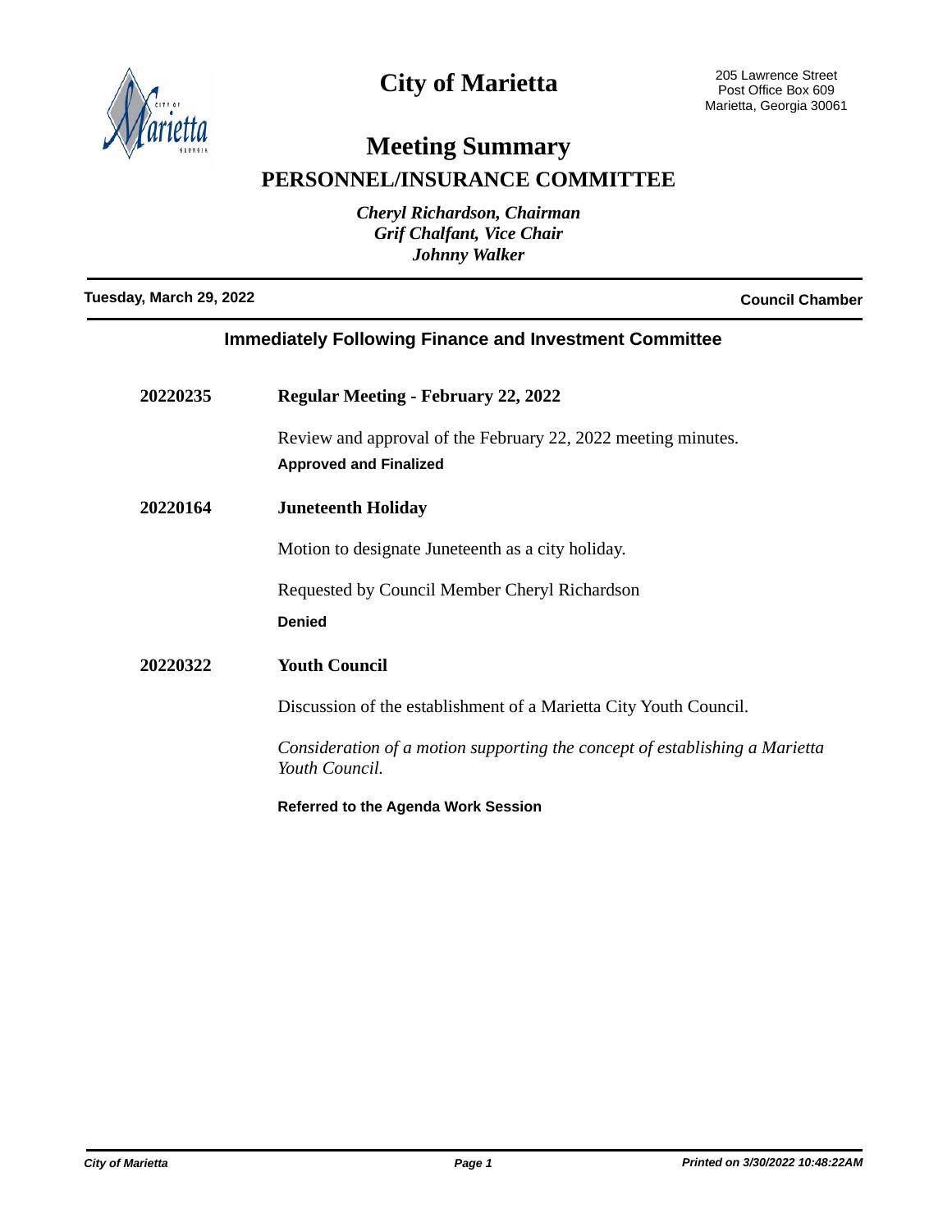# City of Marietta

205 Lawrence Street
Post Office Box 609
Marietta, Georgia 30061

## Meeting Summary

## PERSONNEL/INSURANCE COMMITTEE

*Cheryl Richardson, Chairman*
*Grif Chalfant, Vice Chair*
*Johnny Walker*

**Tuesday, March 29, 2022** — **Council Chamber**

### Immediately Following Finance and Investment Committee

**20220235** — **Regular Meeting - February 22, 2022**

Review and approval of the February 22, 2022 meeting minutes.

**Approved and Finalized**

**20220164** — **Juneteenth Holiday**

Motion to designate Juneteenth as a city holiday.

Requested by Council Member Cheryl Richardson

**Denied**

**20220322** — **Youth Council**

Discussion of the establishment of a Marietta City Youth Council.

*Consideration of a motion supporting the concept of establishing a Marietta Youth Council.*

**Referred to the Agenda Work Session**